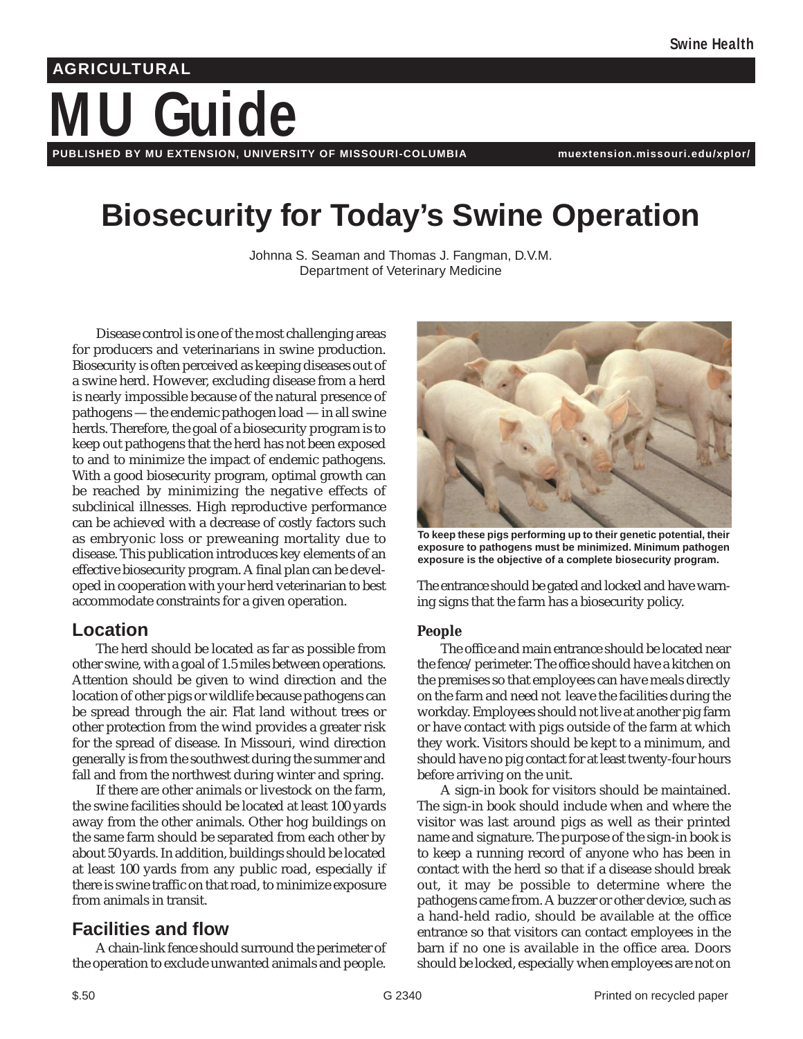Swine Health

AGRICULTURAL

# MU Guide

PUBLISHED BY MU EXTENSION, UNIVERSITY OF MISSOURI-COLUMBIA muextension.missouri.edu/xplor/

# Biosecurity for Today's Swine Operation

Johnna S. Seaman and Thomas J. Fangman, D.V.M.
Department of Veterinary Medicine

Disease control is one of the most challenging areas for producers and veterinarians in swine production. Biosecurity is often perceived as keeping diseases out of a swine herd. However, excluding disease from a herd is nearly impossible because of the natural presence of pathogens — the endemic pathogen load — in all swine herds. Therefore, the goal of a biosecurity program is to keep out pathogens that the herd has not been exposed to and to minimize the impact of endemic pathogens. With a good biosecurity program, optimal growth can be reached by minimizing the negative effects of subclinical illnesses. High reproductive performance can be achieved with a decrease of costly factors such as embryonic loss or preweaning mortality due to disease. This publication introduces key elements of an effective biosecurity program. A final plan can be developed in cooperation with your herd veterinarian to best accommodate constraints for a given operation.

## Location

The herd should be located as far as possible from other swine, with a goal of 1.5 miles between operations. Attention should be given to wind direction and the location of other pigs or wildlife because pathogens can be spread through the air. Flat land without trees or other protection from the wind provides a greater risk for the spread of disease. In Missouri, wind direction generally is from the southwest during the summer and fall and from the northwest during winter and spring.

If there are other animals or livestock on the farm, the swine facilities should be located at least 100 yards away from the other animals. Other hog buildings on the same farm should be separated from each other by about 50 yards. In addition, buildings should be located at least 100 yards from any public road, especially if there is swine traffic on that road, to minimize exposure from animals in transit.

## Facilities and flow

A chain-link fence should surround the perimeter of the operation to exclude unwanted animals and people. The entrance should be gated and locked and have warning signs that the farm has a biosecurity policy.

To keep these pigs performing up to their genetic potential, their exposure to pathogens must be minimized. Minimum pathogen exposure is the objective of a complete biosecurity program.

### People

The office and main entrance should be located near the fence/perimeter. The office should have a kitchen on the premises so that employees can have meals directly on the farm and need not leave the facilities during the workday. Employees should not live at another pig farm or have contact with pigs outside of the farm at which they work. Visitors should be kept to a minimum, and should have no pig contact for at least twenty-four hours before arriving on the unit.

A sign-in book for visitors should be maintained. The sign-in book should include when and where the visitor was last around pigs as well as their printed name and signature. The purpose of the sign-in book is to keep a running record of anyone who has been in contact with the herd so that if a disease should break out, it may be possible to determine where the pathogens came from. A buzzer or other device, such as a hand-held radio, should be available at the office entrance so that visitors can contact employees in the barn if no one is available in the office area. Doors should be locked, especially when employees are not on

$.50 G 2340 Printed on recycled paper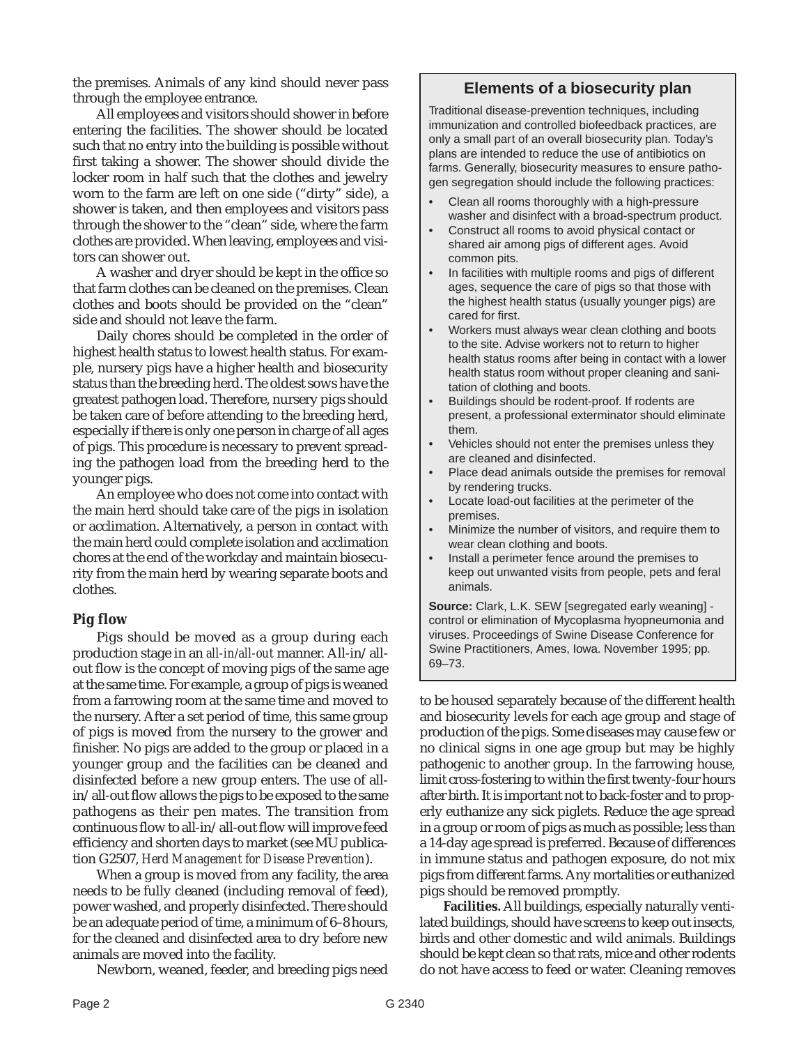the premises. Animals of any kind should never pass through the employee entrance.

All employees and visitors should shower in before entering the facilities. The shower should be located such that no entry into the building is possible without first taking a shower. The shower should divide the locker room in half such that the clothes and jewelry worn to the farm are left on one side ("dirty" side), a shower is taken, and then employees and visitors pass through the shower to the "clean" side, where the farm clothes are provided. When leaving, employees and visitors can shower out.

A washer and dryer should be kept in the office so that farm clothes can be cleaned on the premises. Clean clothes and boots should be provided on the "clean" side and should not leave the farm.

Daily chores should be completed in the order of highest health status to lowest health status. For example, nursery pigs have a higher health and biosecurity status than the breeding herd. The oldest sows have the greatest pathogen load. Therefore, nursery pigs should be taken care of before attending to the breeding herd, especially if there is only one person in charge of all ages of pigs. This procedure is necessary to prevent spreading the pathogen load from the breeding herd to the younger pigs.

An employee who does not come into contact with the main herd should take care of the pigs in isolation or acclimation. Alternatively, a person in contact with the main herd could complete isolation and acclimation chores at the end of the workday and maintain biosecurity from the main herd by wearing separate boots and clothes.

## Elements of a biosecurity plan

Traditional disease-prevention techniques, including immunization and controlled biofeedback practices, are only a small part of an overall biosecurity plan. Today's plans are intended to reduce the use of antibiotics on farms. Generally, biosecurity measures to ensure pathogen segregation should include the following practices:

- Clean all rooms thoroughly with a high-pressure washer and disinfect with a broad-spectrum product.
- Construct all rooms to avoid physical contact or shared air among pigs of different ages. Avoid common pits.
- In facilities with multiple rooms and pigs of different ages, sequence the care of pigs so that those with the highest health status (usually younger pigs) are cared for first.
- Workers must always wear clean clothing and boots to the site. Advise workers not to return to higher health status rooms after being in contact with a lower health status room without proper cleaning and sanitation of clothing and boots.
- Buildings should be rodent-proof. If rodents are present, a professional exterminator should eliminate them.
- Vehicles should not enter the premises unless they are cleaned and disinfected.
- Place dead animals outside the premises for removal by rendering trucks.
- Locate load-out facilities at the perimeter of the premises.
- Minimize the number of visitors, and require them to wear clean clothing and boots.
- Install a perimeter fence around the premises to keep out unwanted visits from people, pets and feral animals.

**Source:** Clark, L.K. SEW [segregated early weaning] - control or elimination of Mycoplasma hyopneumonia and viruses. Proceedings of Swine Disease Conference for Swine Practitioners, Ames, Iowa. November 1995; pp. 69–73.

### Pig flow

Pigs should be moved as a group during each production stage in an *all-in/all-out* manner. All-in/all-out flow is the concept of moving pigs of the same age at the same time. For example, a group of pigs is weaned from a farrowing room at the same time and moved to the nursery. After a set period of time, this same group of pigs is moved from the nursery to the grower and finisher. No pigs are added to the group or placed in a younger group and the facilities can be cleaned and disinfected before a new group enters. The use of all-in/all-out flow allows the pigs to be exposed to the same pathogens as their pen mates. The transition from continuous flow to all-in/all-out flow will improve feed efficiency and shorten days to market (see MU publication G2507, *Herd Management for Disease Prevention*).

When a group is moved from any facility, the area needs to be fully cleaned (including removal of feed), power washed, and properly disinfected. There should be an adequate period of time, a minimum of 6–8 hours, for the cleaned and disinfected area to dry before new animals are moved into the facility.

Newborn, weaned, feeder, and breeding pigs need to be housed separately because of the different health and biosecurity levels for each age group and stage of production of the pigs. Some diseases may cause few or no clinical signs in one age group but may be highly pathogenic to another group. In the farrowing house, limit cross-fostering to within the first twenty-four hours after birth. It is important not to back-foster and to properly euthanize any sick piglets. Reduce the age spread in a group or room of pigs as much as possible; less than a 14-day age spread is preferred. Because of differences in immune status and pathogen exposure, do not mix pigs from different farms. Any mortalities or euthanized pigs should be removed promptly.

**Facilities.** All buildings, especially naturally ventilated buildings, should have screens to keep out insects, birds and other domestic and wild animals. Buildings should be kept clean so that rats, mice and other rodents do not have access to feed or water. Cleaning removes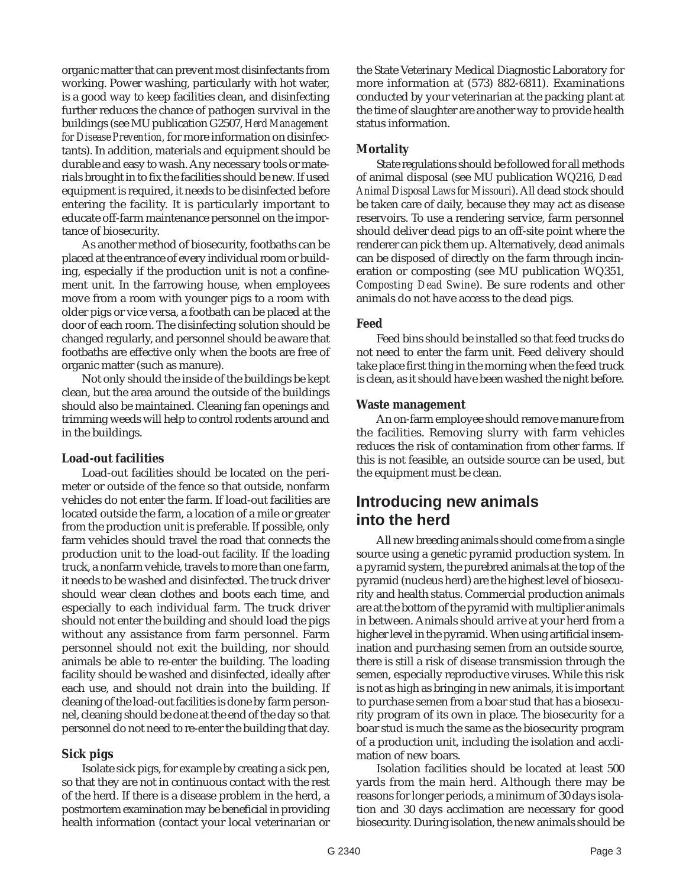organic matter that can prevent most disinfectants from working. Power washing, particularly with hot water, is a good way to keep facilities clean, and disinfecting further reduces the chance of pathogen survival in the buildings (see MU publication G2507, *Herd Management for Disease Prevention,* for more information on disinfectants). In addition, materials and equipment should be durable and easy to wash. Any necessary tools or materials brought in to fix the facilities should be new. If used equipment is required, it needs to be disinfected before entering the facility. It is particularly important to educate off-farm maintenance personnel on the importance of biosecurity.

As another method of biosecurity, footbaths can be placed at the entrance of every individual room or building, especially if the production unit is not a confinement unit. In the farrowing house, when employees move from a room with younger pigs to a room with older pigs or vice versa, a footbath can be placed at the door of each room. The disinfecting solution should be changed regularly, and personnel should be aware that footbaths are effective only when the boots are free of organic matter (such as manure).

Not only should the inside of the buildings be kept clean, but the area around the outside of the buildings should also be maintained. Cleaning fan openings and trimming weeds will help to control rodents around and in the buildings.

### Load-out facilities

Load-out facilities should be located on the perimeter or outside of the fence so that outside, nonfarm vehicles do not enter the farm. If load-out facilities are located outside the farm, a location of a mile or greater from the production unit is preferable. If possible, only farm vehicles should travel the road that connects the production unit to the load-out facility. If the loading truck, a nonfarm vehicle, travels to more than one farm, it needs to be washed and disinfected. The truck driver should wear clean clothes and boots each time, and especially to each individual farm. The truck driver should not enter the building and should load the pigs without any assistance from farm personnel. Farm personnel should not exit the building, nor should animals be able to re-enter the building. The loading facility should be washed and disinfected, ideally after each use, and should not drain into the building. If cleaning of the load-out facilities is done by farm personnel, cleaning should be done at the end of the day so that personnel do not need to re-enter the building that day.

### Sick pigs

Isolate sick pigs, for example by creating a sick pen, so that they are not in continuous contact with the rest of the herd. If there is a disease problem in the herd, a postmortem examination may be beneficial in providing health information (contact your local veterinarian or the State Veterinary Medical Diagnostic Laboratory for more information at (573) 882-6811). Examinations conducted by your veterinarian at the packing plant at the time of slaughter are another way to provide health status information.

### Mortality

State regulations should be followed for all methods of animal disposal (see MU publication WQ216, *Dead Animal Disposal Laws for Missouri*). All dead stock should be taken care of daily, because they may act as disease reservoirs. To use a rendering service, farm personnel should deliver dead pigs to an off-site point where the renderer can pick them up. Alternatively, dead animals can be disposed of directly on the farm through incineration or composting (see MU publication WQ351, *Composting Dead Swine*). Be sure rodents and other animals do not have access to the dead pigs.

### Feed

Feed bins should be installed so that feed trucks do not need to enter the farm unit. Feed delivery should take place first thing in the morning when the feed truck is clean, as it should have been washed the night before.

### Waste management

An on-farm employee should remove manure from the facilities. Removing slurry with farm vehicles reduces the risk of contamination from other farms. If this is not feasible, an outside source can be used, but the equipment must be clean.

## Introducing new animals into the herd

All new breeding animals should come from a single source using a genetic pyramid production system. In a pyramid system, the purebred animals at the top of the pyramid (nucleus herd) are the highest level of biosecurity and health status. Commercial production animals are at the bottom of the pyramid with multiplier animals in between. Animals should arrive at your herd from a higher level in the pyramid. When using artificial insemination and purchasing semen from an outside source, there is still a risk of disease transmission through the semen, especially reproductive viruses. While this risk is not as high as bringing in new animals, it is important to purchase semen from a boar stud that has a biosecurity program of its own in place. The biosecurity for a boar stud is much the same as the biosecurity program of a production unit, including the isolation and acclimation of new boars.

Isolation facilities should be located at least 500 yards from the main herd. Although there may be reasons for longer periods, a minimum of 30 days isolation and 30 days acclimation are necessary for good biosecurity. During isolation, the new animals should be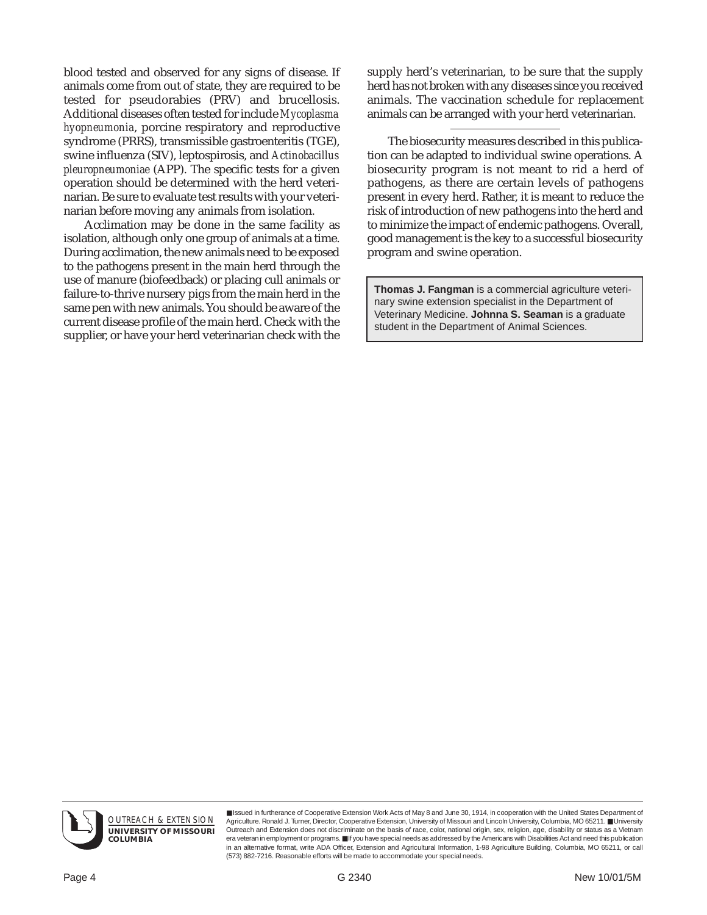blood tested and observed for any signs of disease. If animals come from out of state, they are required to be tested for pseudorabies (PRV) and brucellosis. Additional diseases often tested for include *Mycoplasma hyopneumonia*, porcine respiratory and reproductive syndrome (PRRS), transmissible gastroenteritis (TGE), swine influenza (SIV), leptospirosis, and *Actinobacillus pleuropneumoniae* (APP). The specific tests for a given operation should be determined with the herd veterinarian. Be sure to evaluate test results with your veterinarian before moving any animals from isolation.

Acclimation may be done in the same facility as isolation, although only one group of animals at a time. During acclimation, the new animals need to be exposed to the pathogens present in the main herd through the use of manure (biofeedback) or placing cull animals or failure-to-thrive nursery pigs from the main herd in the same pen with new animals. You should be aware of the current disease profile of the main herd. Check with the supplier, or have your herd veterinarian check with the supply herd's veterinarian, to be sure that the supply herd has not broken with any diseases since you received animals. The vaccination schedule for replacement animals can be arranged with your herd veterinarian.

---

The biosecurity measures described in this publication can be adapted to individual swine operations. A biosecurity program is not meant to rid a herd of pathogens, as there are certain levels of pathogens present in every herd. Rather, it is meant to reduce the risk of introduction of new pathogens into the herd and to minimize the impact of endemic pathogens. Overall, good management is the key to a successful biosecurity program and swine operation.

**Thomas J. Fangman** is a commercial agriculture veterinary swine extension specialist in the Department of Veterinary Medicine. **Johnna S. Seaman** is a graduate student in the Department of Animal Sciences.

OUTREACH & EXTENSION
**UNIVERSITY OF MISSOURI COLUMBIA**

■ Issued in furtherance of Cooperative Extension Work Acts of May 8 and June 30, 1914, in cooperation with the United States Department of Agriculture. Ronald J. Turner, Director, Cooperative Extension, University of Missouri and Lincoln University, Columbia, MO 65211. ■ University Outreach and Extension does not discriminate on the basis of race, color, national origin, sex, religion, age, disability or status as a Vietnam era veteran in employment or programs. ■ If you have special needs as addressed by the Americans with Disabilities Act and need this publication in an alternative format, write ADA Officer, Extension and Agricultural Information, 1-98 Agriculture Building, Columbia, MO 65211, or call (573) 882-7216. Reasonable efforts will be made to accommodate your special needs.

G 2340

New 10/01/5M